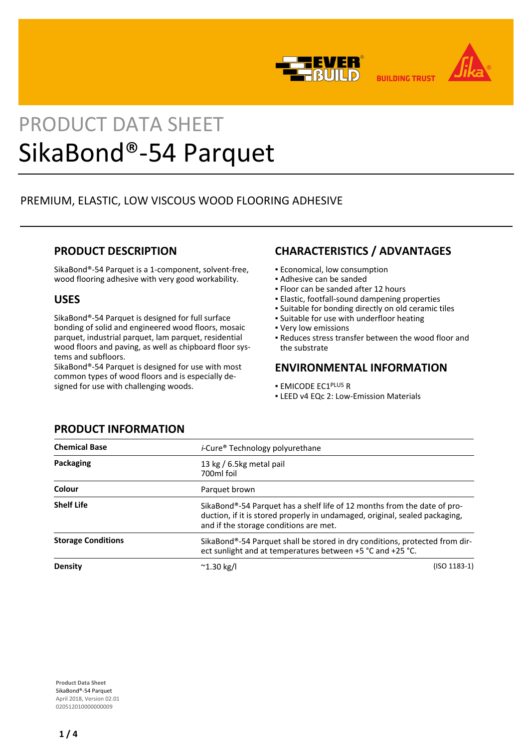PRODUCT DATA SHEET

# SikaBond®-54 Parquet

PREMIUM, ELASTIC, LOW VISCOUS WOOD FLOORING ADHESIVE

## PRODUCT DESCRIPTION

SikaBond®-54 Parquet is a 1-component, solvent-free, wood flooring adhesive with very good workability.

## USES

SikaBond®-54 Parquet is designed for full surface bonding of solid and engineered wood floors, mosaic parquet, industrial parquet, lam parquet, residential wood floors and paving, as well as chipboard floor systems and subfloors.
SikaBond®-54 Parquet is designed for use with most common types of wood floors and is especially designed for use with challenging woods.

## CHARACTERISTICS / ADVANTAGES

- Economical, low consumption
- Adhesive can be sanded
- Floor can be sanded after 12 hours
- Elastic, footfall-sound dampening properties
- Suitable for bonding directly on old ceramic tiles
- Suitable for use with underfloor heating
- Very low emissions
- Reduces stress transfer between the wood floor and the substrate

## ENVIRONMENTAL INFORMATION

- EMICODE EC1PLUS R
- LEED v4 EQc 2: Low-Emission Materials

## PRODUCT INFORMATION

| | | |
|---|---|---|
| **Chemical Base** | *i*-Cure® Technology polyurethane | |
| **Packaging** | 13 kg / 6.5kg metal pail<br>700ml foil | |
| **Colour** | Parquet brown | |
| **Shelf Life** | SikaBond®-54 Parquet has a shelf life of 12 months from the date of production, if it is stored properly in undamaged, original, sealed packaging, and if the storage conditions are met. | |
| **Storage Conditions** | SikaBond®-54 Parquet shall be stored in dry conditions, protected from direct sunlight and at temperatures between +5 °C and +25 °C. | |
| **Density** | ~1.30 kg/l | (ISO 1183-1) |

**Product Data Sheet**
SikaBond®-54 Parquet
April 2018, Version 02.01
020512010000000009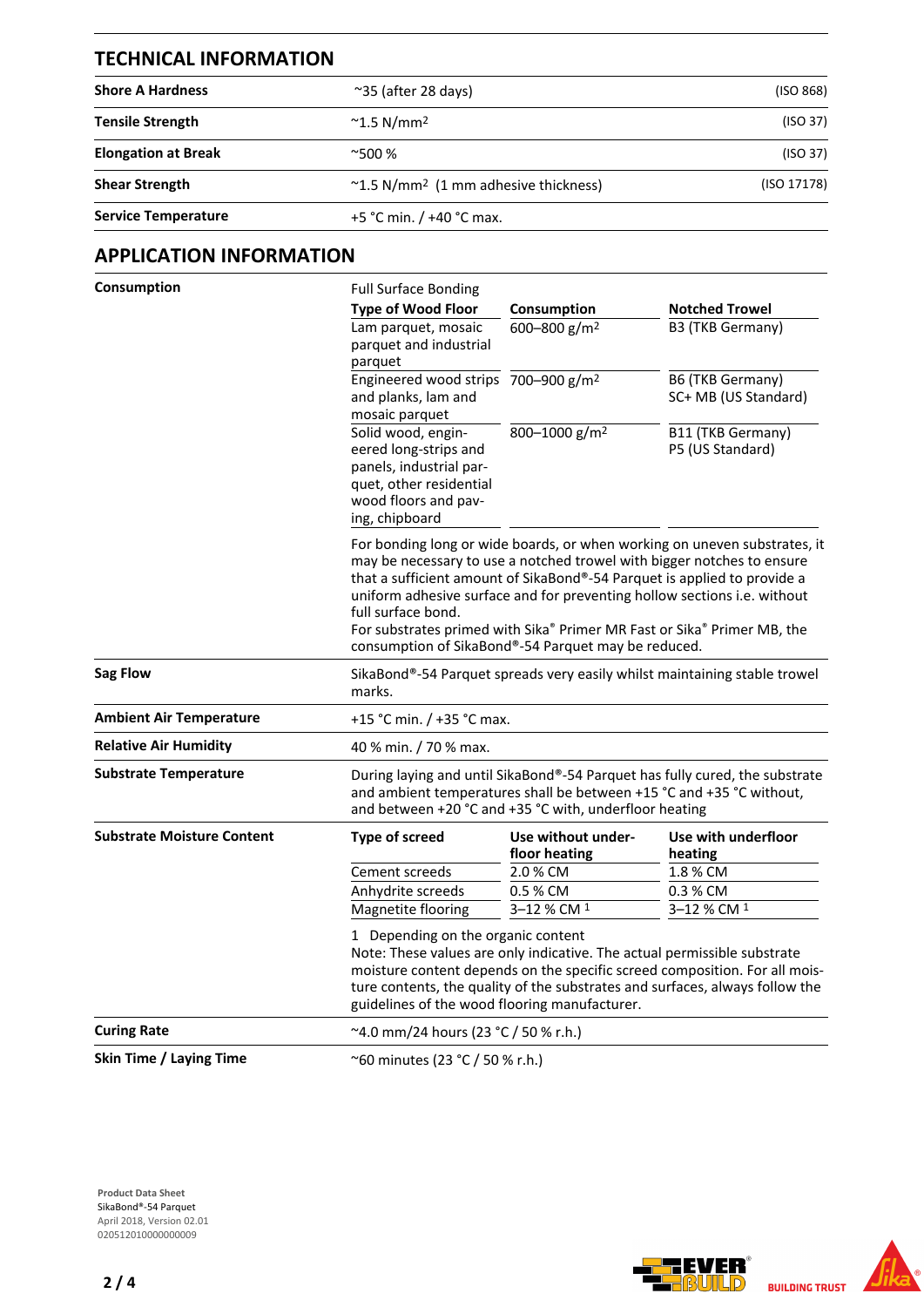## TECHNICAL INFORMATION

| | | |
|---|---|---|
| **Shore A Hardness** | ~35 (after 28 days) | (ISO 868) |
| **Tensile Strength** | ~1.5 N/mm$^2$ | (ISO 37) |
| **Elongation at Break** | ~500 % | (ISO 37) |
| **Shear Strength** | ~1.5 N/mm$^2$ (1 mm adhesive thickness) | (ISO 17178) |
| **Service Temperature** | +5 °C min. / +40 °C max. | |

## APPLICATION INFORMATION

**Consumption**

Full Surface Bonding

| Type of Wood Floor | Consumption | Notched Trowel |
|---|---|---|
| Lam parquet, mosaic parquet and industrial parquet | 600–800 g/m$^2$ | B3 (TKB Germany) |
| Engineered wood strips and planks, lam and mosaic parquet | 700–900 g/m$^2$ | B6 (TKB Germany) SC+ MB (US Standard) |
| Solid wood, engineered long-strips and panels, industrial parquet, other residential wood floors and paving, chipboard | 800–1000 g/m$^2$ | B11 (TKB Germany) P5 (US Standard) |

For bonding long or wide boards, or when working on uneven substrates, it may be necessary to use a notched trowel with bigger notches to ensure that a sufficient amount of SikaBond®-54 Parquet is applied to provide a uniform adhesive surface and for preventing hollow sections i.e. without full surface bond.
For substrates primed with Sika® Primer MR Fast or Sika® Primer MB, the consumption of SikaBond®-54 Parquet may be reduced.

**Sag Flow**

SikaBond®-54 Parquet spreads very easily whilst maintaining stable trowel marks.

**Ambient Air Temperature**

+15 °C min. / +35 °C max.

**Relative Air Humidity**

40 % min. / 70 % max.

**Substrate Temperature**

During laying and until SikaBond®-54 Parquet has fully cured, the substrate and ambient temperatures shall be between +15 °C and +35 °C without, and between +20 °C and +35 °C with, underfloor heating

**Substrate Moisture Content**

| Type of screed | Use without underfloor heating | Use with underfloor heating |
|---|---|---|
| Cement screeds | 2.0 % CM | 1.8 % CM |
| Anhydrite screeds | 0.5 % CM | 0.3 % CM |
| Magnetite flooring | 3–12 % CM [1] | 3–12 % CM [1] |

1 Depending on the organic content
Note: These values are only indicative. The actual permissible substrate moisture content depends on the specific screed composition. For all moisture contents, the quality of the substrates and surfaces, always follow the guidelines of the wood flooring manufacturer.

**Curing Rate**

~4.0 mm/24 hours (23 °C / 50 % r.h.)

**Skin Time / Laying Time**

~60 minutes (23 °C / 50 % r.h.)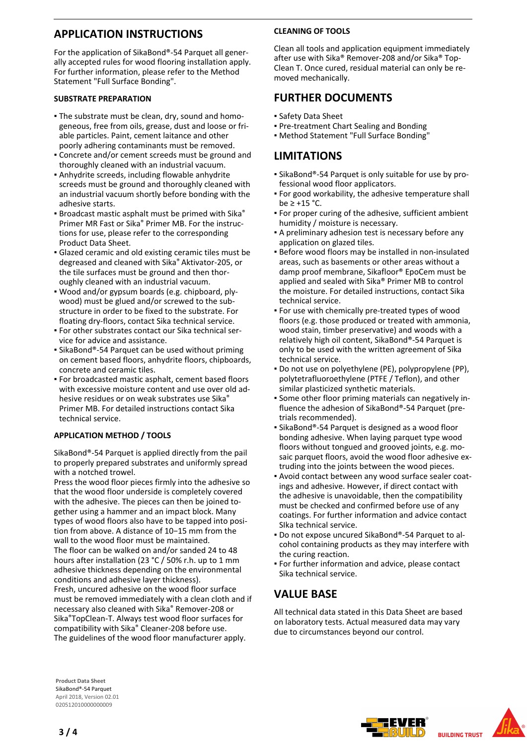## APPLICATION INSTRUCTIONS

For the application of SikaBond®-54 Parquet all generally accepted rules for wood flooring installation apply. For further information, please refer to the Method Statement "Full Surface Bonding".

### SUBSTRATE PREPARATION

- The substrate must be clean, dry, sound and homogeneous, free from oils, grease, dust and loose or friable particles. Paint, cement laitance and other poorly adhering contaminants must be removed.
- Concrete and/or cement screeds must be ground and thoroughly cleaned with an industrial vacuum.
- Anhydrite screeds, including flowable anhydrite screeds must be ground and thoroughly cleaned with an industrial vacuum shortly before bonding with the adhesive starts.
- Broadcast mastic asphalt must be primed with Sika® Primer MR Fast or Sika® Primer MB. For the instructions for use, please refer to the corresponding Product Data Sheet.
- Glazed ceramic and old existing ceramic tiles must be degreased and cleaned with Sika® Aktivator-205, or the tile surfaces must be ground and then thoroughly cleaned with an industrial vacuum.
- Wood and/or gypsum boards (e.g. chipboard, plywood) must be glued and/or screwed to the substructure in order to be fixed to the substrate. For floating dry-floors, contact Sika technical service.
- For other substrates contact our Sika technical service for advice and assistance.
- SikaBond®-54 Parquet can be used without priming on cement based floors, anhydrite floors, chipboards, concrete and ceramic tiles.
- For broadcasted mastic asphalt, cement based floors with excessive moisture content and use over old adhesive residues or on weak substrates use Sika® Primer MB. For detailed instructions contact Sika technical service.

### APPLICATION METHOD / TOOLS

SikaBond®-54 Parquet is applied directly from the pail to properly prepared substrates and uniformly spread with a notched trowel.
Press the wood floor pieces firmly into the adhesive so that the wood floor underside is completely covered with the adhesive. The pieces can then be joined together using a hammer and an impact block. Many types of wood floors also have to be tapped into position from above. A distance of 10−15 mm from the wall to the wood floor must be maintained.
The floor can be walked on and/or sanded 24 to 48 hours after installation (23 °C / 50% r.h. up to 1 mm adhesive thickness depending on the environmental conditions and adhesive layer thickness).
Fresh, uncured adhesive on the wood floor surface must be removed immediately with a clean cloth and if necessary also cleaned with Sika® Remover-208 or Sika®TopClean-T. Always test wood floor surfaces for compatibility with Sika® Cleaner-208 before use.
The guidelines of the wood floor manufacturer apply.

### CLEANING OF TOOLS

Clean all tools and application equipment immediately after use with Sika® Remover-208 and/or Sika® TopClean T. Once cured, residual material can only be removed mechanically.

## FURTHER DOCUMENTS

- Safety Data Sheet
- Pre-treatment Chart Sealing and Bonding
- Method Statement "Full Surface Bonding"

## LIMITATIONS

- SikaBond®-54 Parquet is only suitable for use by professional wood floor applicators.
- For good workability, the adhesive temperature shall be ≥ +15 °C.
- For proper curing of the adhesive, sufficient ambient humidity / moisture is necessary.
- A preliminary adhesion test is necessary before any application on glazed tiles.
- Before wood floors may be installed in non-insulated areas, such as basements or other areas without a damp proof membrane, Sikafloor® EpoCem must be applied and sealed with Sika® Primer MB to control the moisture. For detailed instructions, contact Sika technical service.
- For use with chemically pre-treated types of wood floors (e.g. those produced or treated with ammonia, wood stain, timber preservative) and woods with a relatively high oil content, SikaBond®-54 Parquet is only to be used with the written agreement of Sika technical service.
- Do not use on polyethylene (PE), polypropylene (PP), polytetrafluoroethylene (PTFE / Teflon), and other similar plasticized synthetic materials.
- Some other floor priming materials can negatively influence the adhesion of SikaBond®-54 Parquet (pretrials recommended).
- SikaBond®-54 Parquet is designed as a wood floor bonding adhesive. When laying parquet type wood floors without tongued and grooved joints, e.g. mosaic parquet floors, avoid the wood floor adhesive extruding into the joints between the wood pieces.
- Avoid contact between any wood surface sealer coatings and adhesive. However, if direct contact with the adhesive is unavoidable, then the compatibility must be checked and confirmed before use of any coatings. For further information and advice contact SIka technical service.
- Do not expose uncured SikaBond®-54 Parquet to alcohol containing products as they may interfere with the curing reaction.
- For further information and advice, please contact Sika technical service.

## VALUE BASE

All technical data stated in this Data Sheet are based on laboratory tests. Actual measured data may vary due to circumstances beyond our control.

**Product Data Sheet**
SikaBond®-54 Parquet
April 2018, Version 02.01
020512010000000009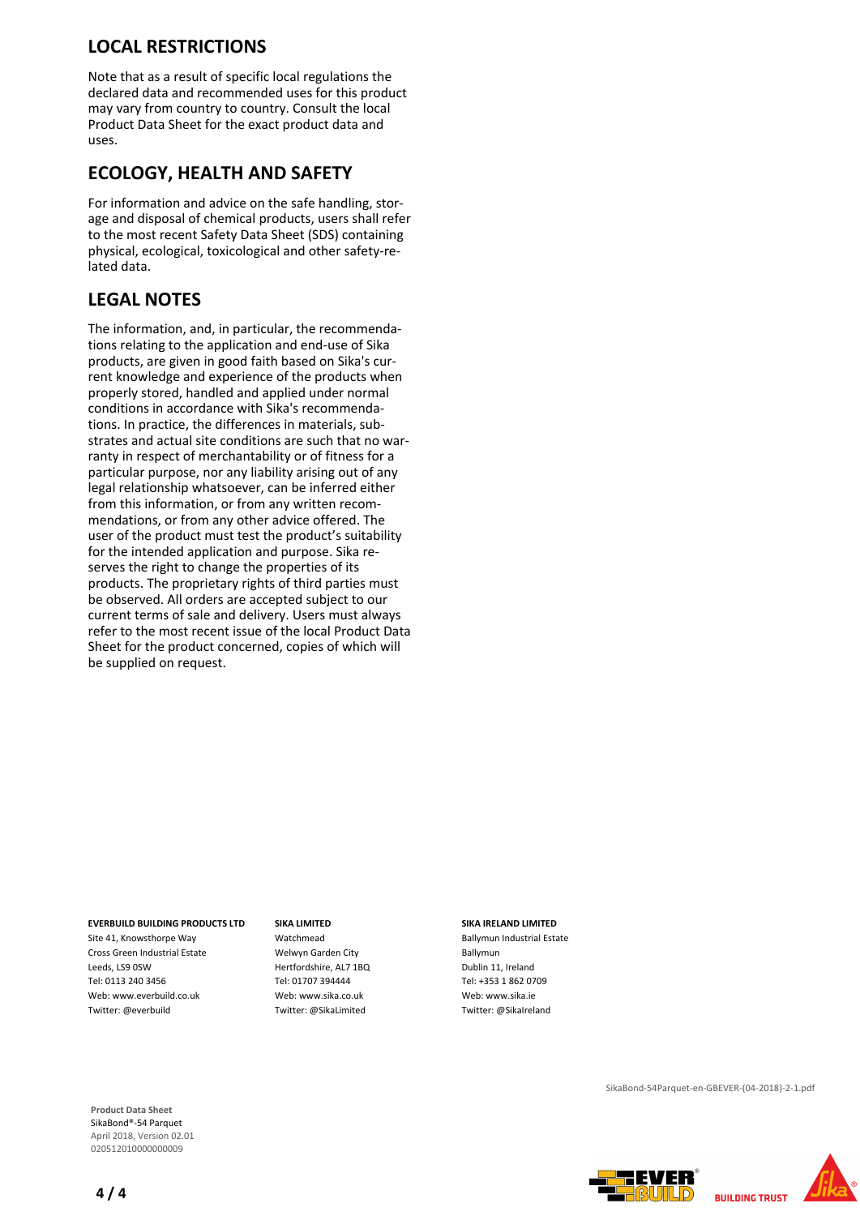## LOCAL RESTRICTIONS

Note that as a result of specific local regulations the declared data and recommended uses for this product may vary from country to country. Consult the local Product Data Sheet for the exact product data and uses.

## ECOLOGY, HEALTH AND SAFETY

For information and advice on the safe handling, storage and disposal of chemical products, users shall refer to the most recent Safety Data Sheet (SDS) containing physical, ecological, toxicological and other safety-related data.

## LEGAL NOTES

The information, and, in particular, the recommendations relating to the application and end-use of Sika products, are given in good faith based on Sika's current knowledge and experience of the products when properly stored, handled and applied under normal conditions in accordance with Sika's recommendations. In practice, the differences in materials, substrates and actual site conditions are such that no warranty in respect of merchantability or of fitness for a particular purpose, nor any liability arising out of any legal relationship whatsoever, can be inferred either from this information, or from any written recommendations, or from any other advice offered. The user of the product must test the product's suitability for the intended application and purpose. Sika reserves the right to change the properties of its products. The proprietary rights of third parties must be observed. All orders are accepted subject to our current terms of sale and delivery. Users must always refer to the most recent issue of the local Product Data Sheet for the product concerned, copies of which will be supplied on request.

**EVERBUILD BUILDING PRODUCTS LTD**
Site 41, Knowsthorpe Way
Cross Green Industrial Estate
Leeds, LS9 0SW
Tel: 0113 240 3456
Web: www.everbuild.co.uk
Twitter: @everbuild

**SIKA LIMITED**
Watchmead
Welwyn Garden City
Hertfordshire, AL7 1BQ
Tel: 01707 394444
Web: www.sika.co.uk
Twitter: @SikaLimited

**SIKA IRELAND LIMITED**
Ballymun Industrial Estate
Ballymun
Dublin 11, Ireland
Tel: +353 1 862 0709
Web: www.sika.ie
Twitter: @SikaIreland

SikaBond-54Parquet-en-GBEVER-(04-2018)-2-1.pdf

**Product Data Sheet**
SikaBond®-54 Parquet
April 2018, Version 02.01
020512010000000009